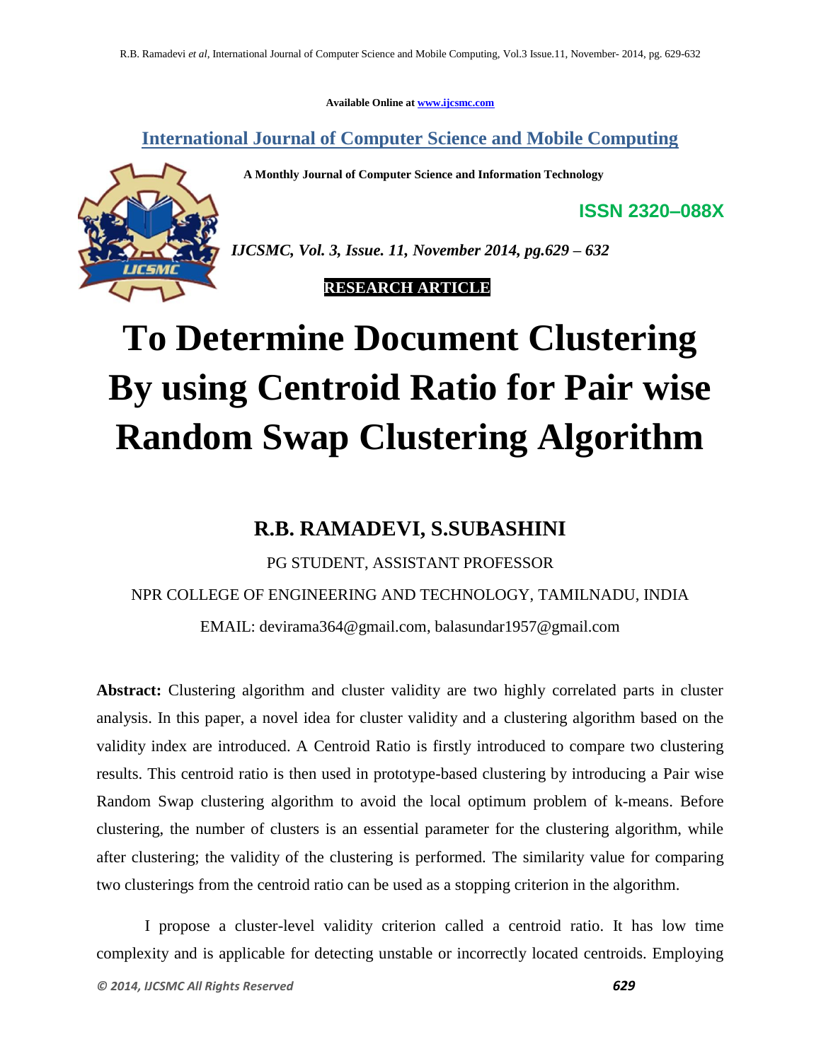Available Online at www.ijcsmc.com

## International Journal of Computer Science and Mobile Computing

**A Monthly Journal of Computer Science and Information Technology**

**ISSN 2320–088X**

***IJCSMC, Vol. 3, Issue. 11, November 2014, pg.629 – 632***

**RESEARCH ARTICLE**

# To Determine Document Clustering By using Centroid Ratio for Pair wise Random Swap Clustering Algorithm

## R.B. RAMADEVI, S.SUBASHINI

PG STUDENT, ASSISTANT PROFESSOR

NPR COLLEGE OF ENGINEERING AND TECHNOLOGY, TAMILNADU, INDIA

EMAIL: devirama364@gmail.com, balasundar1957@gmail.com

**Abstract:** Clustering algorithm and cluster validity are two highly correlated parts in cluster analysis. In this paper, a novel idea for cluster validity and a clustering algorithm based on the validity index are introduced. A Centroid Ratio is firstly introduced to compare two clustering results. This centroid ratio is then used in prototype-based clustering by introducing a Pair wise Random Swap clustering algorithm to avoid the local optimum problem of k-means. Before clustering, the number of clusters is an essential parameter for the clustering algorithm, while after clustering; the validity of the clustering is performed. The similarity value for comparing two clusterings from the centroid ratio can be used as a stopping criterion in the algorithm.

I propose a cluster-level validity criterion called a centroid ratio. It has low time complexity and is applicable for detecting unstable or incorrectly located centroids. Employing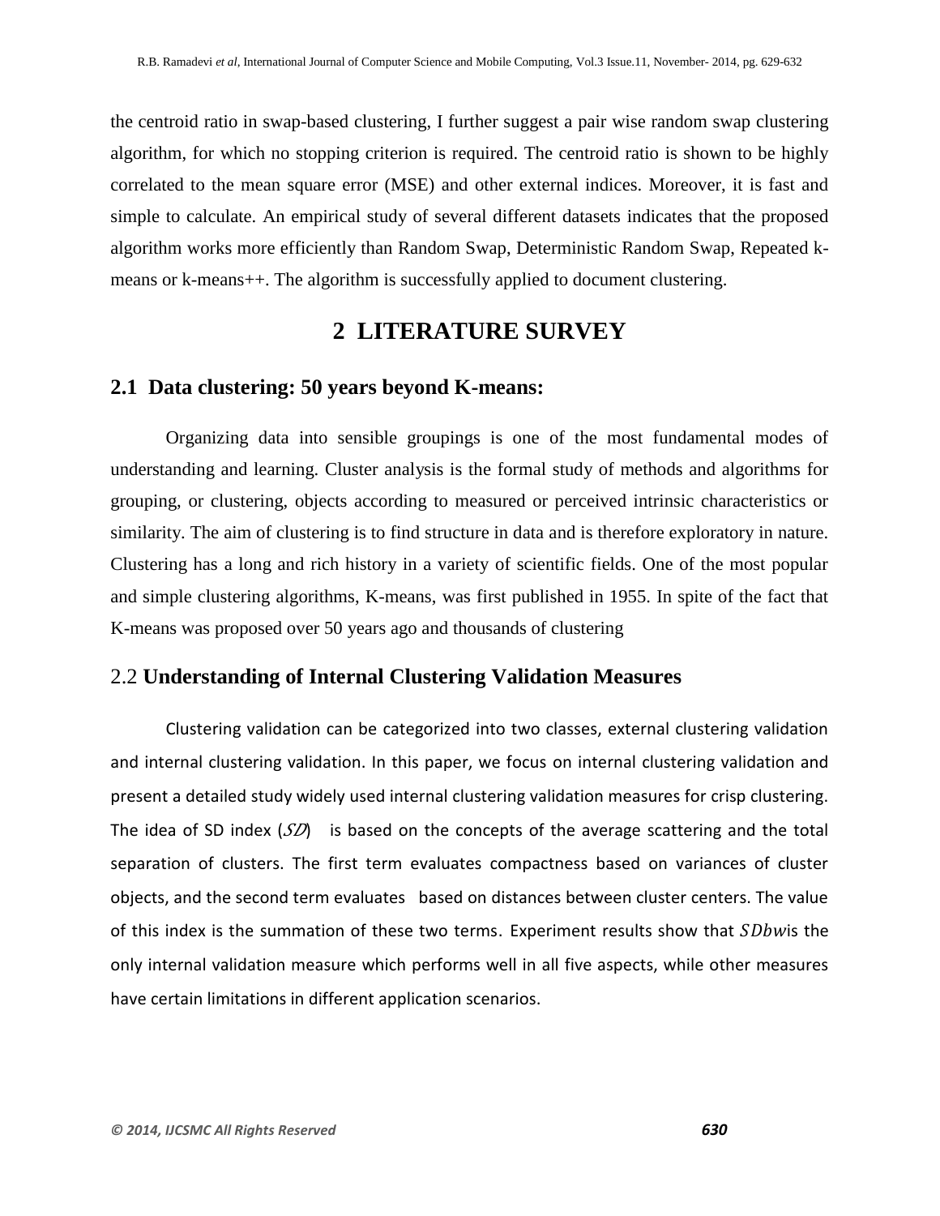the centroid ratio in swap-based clustering, I further suggest a pair wise random swap clustering algorithm, for which no stopping criterion is required. The centroid ratio is shown to be highly correlated to the mean square error (MSE) and other external indices. Moreover, it is fast and simple to calculate. An empirical study of several different datasets indicates that the proposed algorithm works more efficiently than Random Swap, Deterministic Random Swap, Repeated k-means or k-means++. The algorithm is successfully applied to document clustering.

# 2 LITERATURE SURVEY

## 2.1 Data clustering: 50 years beyond K-means:

Organizing data into sensible groupings is one of the most fundamental modes of understanding and learning. Cluster analysis is the formal study of methods and algorithms for grouping, or clustering, objects according to measured or perceived intrinsic characteristics or similarity. The aim of clustering is to find structure in data and is therefore exploratory in nature. Clustering has a long and rich history in a variety of scientific fields. One of the most popular and simple clustering algorithms, K-means, was first published in 1955. In spite of the fact that K-means was proposed over 50 years ago and thousands of clustering

## 2.2 Understanding of Internal Clustering Validation Measures

Clustering validation can be categorized into two classes, external clustering validation and internal clustering validation. In this paper, we focus on internal clustering validation and present a detailed study widely used internal clustering validation measures for crisp clustering. The idea of SD index ($\mathcal{SD}$) is based on the concepts of the average scattering and the total separation of clusters. The first term evaluates compactness based on variances of cluster objects, and the second term evaluates based on distances between cluster centers. The value of this index is the summation of these two terms. Experiment results show that $SDbw$is the only internal validation measure which performs well in all five aspects, while other measures have certain limitations in different application scenarios.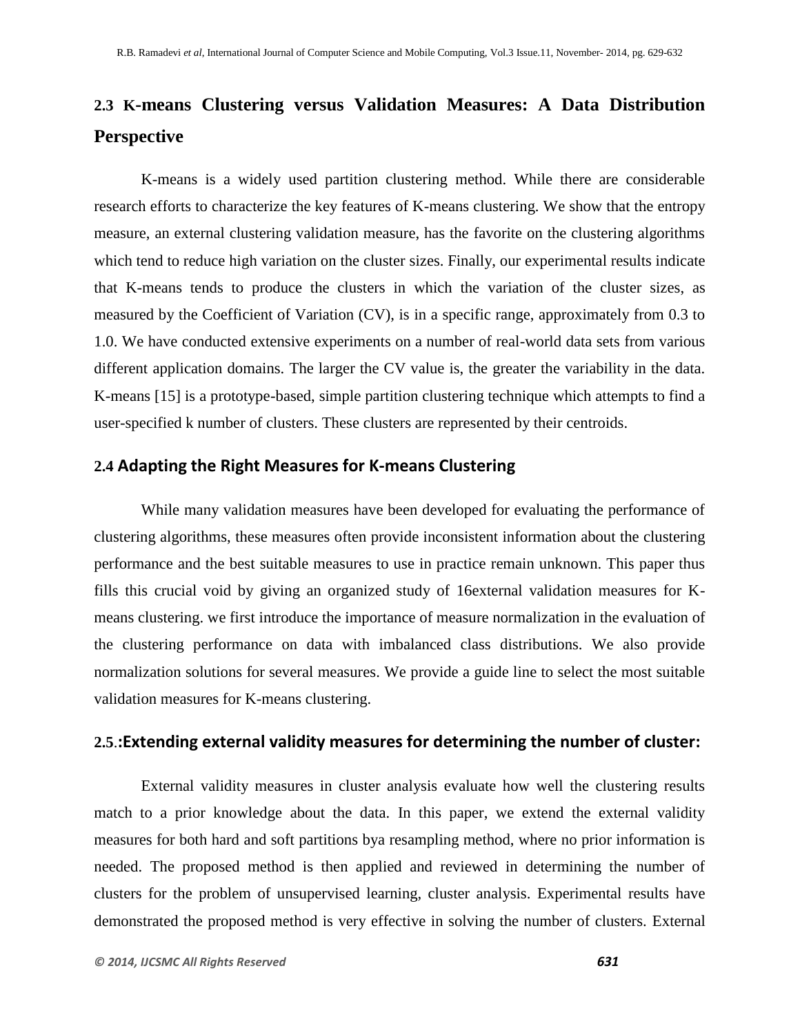## 2.3 K-means Clustering versus Validation Measures: A Data Distribution Perspective

K-means is a widely used partition clustering method. While there are considerable research efforts to characterize the key features of K-means clustering. We show that the entropy measure, an external clustering validation measure, has the favorite on the clustering algorithms which tend to reduce high variation on the cluster sizes. Finally, our experimental results indicate that K-means tends to produce the clusters in which the variation of the cluster sizes, as measured by the Coefficient of Variation (CV), is in a specific range, approximately from 0.3 to 1.0. We have conducted extensive experiments on a number of real-world data sets from various different application domains. The larger the CV value is, the greater the variability in the data. K-means [15] is a prototype-based, simple partition clustering technique which attempts to find a user-specified k number of clusters. These clusters are represented by their centroids.

## 2.4 Adapting the Right Measures for K-means Clustering

While many validation measures have been developed for evaluating the performance of clustering algorithms, these measures often provide inconsistent information about the clustering performance and the best suitable measures to use in practice remain unknown. This paper thus fills this crucial void by giving an organized study of 16external validation measures for K-means clustering. we first introduce the importance of measure normalization in the evaluation of the clustering performance on data with imbalanced class distributions. We also provide normalization solutions for several measures. We provide a guide line to select the most suitable validation measures for K-means clustering.

## 2.5.:Extending external validity measures for determining the number of cluster:

External validity measures in cluster analysis evaluate how well the clustering results match to a prior knowledge about the data. In this paper, we extend the external validity measures for both hard and soft partitions bya resampling method, where no prior information is needed. The proposed method is then applied and reviewed in determining the number of clusters for the problem of unsupervised learning, cluster analysis. Experimental results have demonstrated the proposed method is very effective in solving the number of clusters. External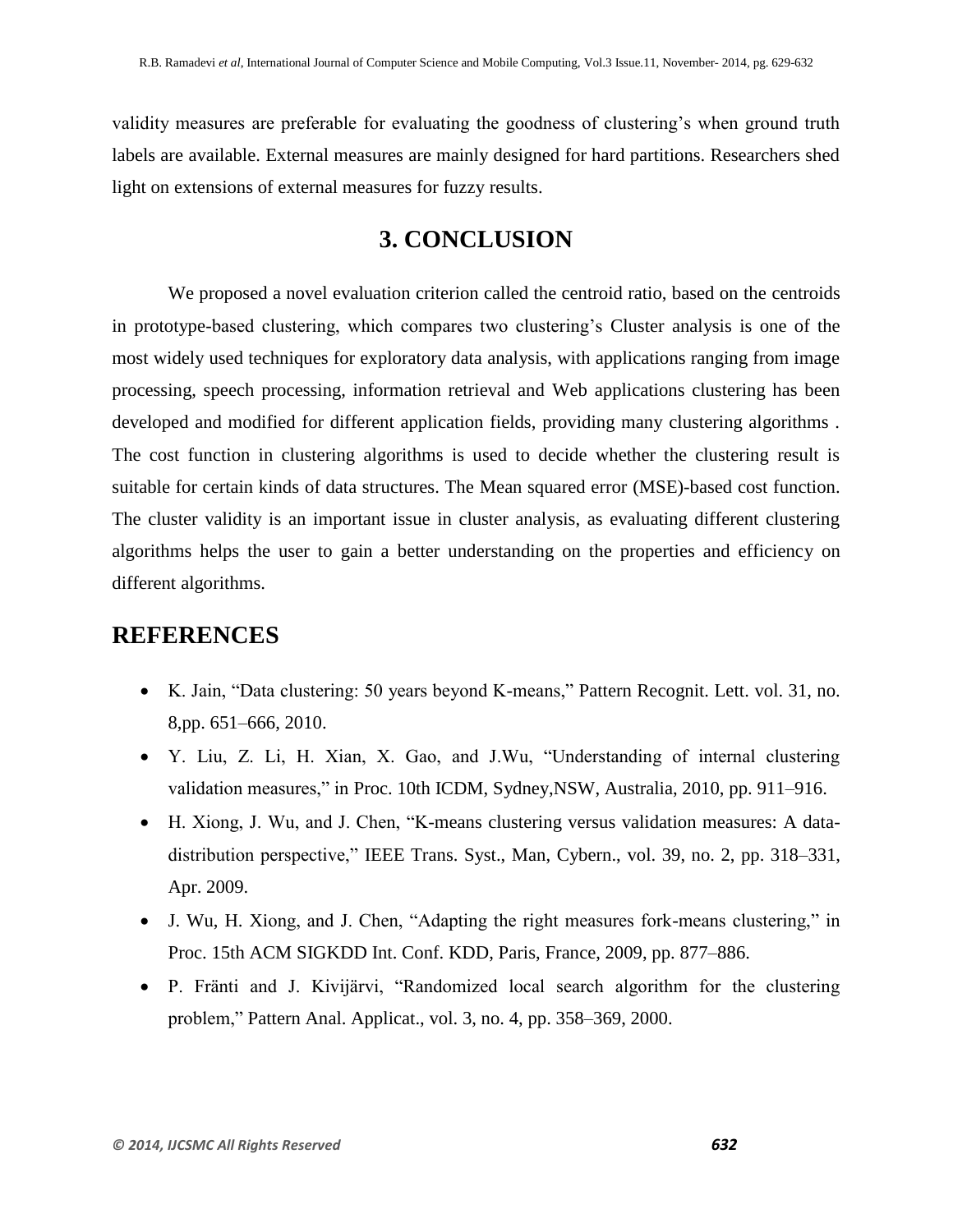validity measures are preferable for evaluating the goodness of clustering's when ground truth labels are available. External measures are mainly designed for hard partitions. Researchers shed light on extensions of external measures for fuzzy results.

## 3. CONCLUSION

We proposed a novel evaluation criterion called the centroid ratio, based on the centroids in prototype-based clustering, which compares two clustering's Cluster analysis is one of the most widely used techniques for exploratory data analysis, with applications ranging from image processing, speech processing, information retrieval and Web applications clustering has been developed and modified for different application fields, providing many clustering algorithms . The cost function in clustering algorithms is used to decide whether the clustering result is suitable for certain kinds of data structures. The Mean squared error (MSE)-based cost function. The cluster validity is an important issue in cluster analysis, as evaluating different clustering algorithms helps the user to gain a better understanding on the properties and efficiency on different algorithms.

## REFERENCES

- K. Jain, "Data clustering: 50 years beyond K-means," Pattern Recognit. Lett. vol. 31, no. 8,pp. 651–666, 2010.
- Y. Liu, Z. Li, H. Xian, X. Gao, and J.Wu, "Understanding of internal clustering validation measures," in Proc. 10th ICDM, Sydney,NSW, Australia, 2010, pp. 911–916.
- H. Xiong, J. Wu, and J. Chen, "K-means clustering versus validation measures: A data-distribution perspective," IEEE Trans. Syst., Man, Cybern., vol. 39, no. 2, pp. 318–331, Apr. 2009.
- J. Wu, H. Xiong, and J. Chen, "Adapting the right measures fork-means clustering," in Proc. 15th ACM SIGKDD Int. Conf. KDD, Paris, France, 2009, pp. 877–886.
- P. Fränti and J. Kivijärvi, "Randomized local search algorithm for the clustering problem," Pattern Anal. Applicat., vol. 3, no. 4, pp. 358–369, 2000.